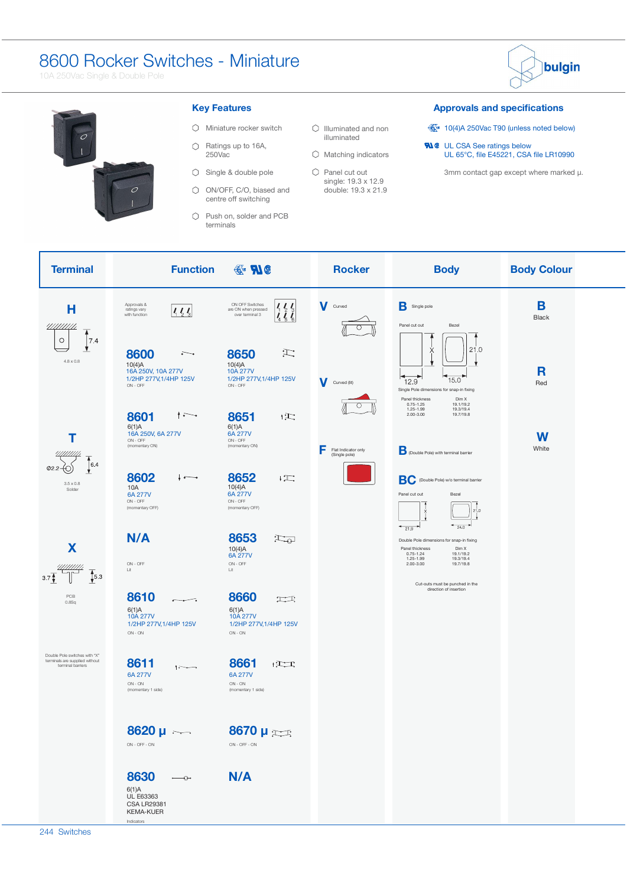# 8600 Rocker Switches - Miniature

10A 250Vac Single & Double Pole

## Key Features

- Miniature rocker switch
- Ratings up to 16A, 250Vac
- Single & double pole
- ON/OFF, C/O, biased and centre off switching
- Push on, solder and PCB terminals
- Illuminated and non illuminated
- Matching indicators
- Panel cut out single: 19.3 x 12.9 double: 19.3 x 21.9

## Approvals and specifications

- 10(4)A 250Vac T90 (unless noted below)
- UL CSA See ratings below UL 65°C, file E45221, CSA file LR10990
- 3mm contact gap except where marked µ.

## Terminal

**H** — 7.4 — 4.8 x 0.8

**T** — Ø2.2 — 6.4 — 3.5 x 0.8 Solder

**X** — 3.7 — 5.3 — PCB 0.8Sq

Double Pole switches with "X" terminals are supplied without terminal barriers

## Function

Approvals & ratings vary with function

ON OFF Switches are ON when pressed over terminal 3

| Single pole | Double pole |
|---|---|
| **8600** 10(4)A 16A 250V, 10A 277V 1/2HP 277V,1/4HP 125V ON - OFF | **8650** 10(4)A 10A 277V 1/2HP 277V,1/4HP 125V ON - OFF |
| **8601** 6(1)A 16A 250V, 6A 277V ON - OFF (momentary ON) | **8651** 6(1)A 6A 277V ON - OFF (momentary ON) |
| **8602** 10A 6A 277V ON - OFF (momentary OFF) | **8652** 10(4)A 6A 277V ON - OFF (momentary OFF) |
| **N/A** ON - OFF Lit | **8653** 10(4)A 6A 277V ON - OFF Lit |
| **8610** 6(1)A 10A 277V 1/2HP 277V,1/4HP 125V ON - ON | **8660** 6(1)A 10A 277V 1/2HP 277V,1/4HP 125V ON - ON |
| **8611** 6A 277V ON - ON (momentary 1 side) | **8661** 6A 277V ON - ON (momentary 1 side) |
| **8620 µ** ON - OFF - ON | **8670 µ** ON - OFF - ON |
| **8630** 6(1)A UL E63363 CSA LR29381 KEMA-KUER Indicators | **N/A** |

## Rocker

**V** Curved

**V** Curved (lit)

**F** Flat Indicator only (Single pole)

## Body

**B** Single pole

Panel cut out — Bezel — X — 21.0 — 12.9 — 15.0

Single Pole dimensions for snap-in fixing

| Panel thickness | Dim X |
|---|---|
| 0.75-1.25 | 19.1/19.2 |
| 1.25-1.99 | 19.3/19.4 |
| 2.00-3.00 | 19.7/19.8 |

**B** (Double Pole) with terminal barrier

**BC** (Double Pole) w/o terminal barrier

Panel cut out — Bezel — X — 21.0 — 21.9 — 24.0

Double Pole dimensions for snap-in fixing

| Panel thickness | Dim X |
|---|---|
| 0.75-1.24 | 19.1/19.2 |
| 1.25-1.99 | 19.3/19.4 |
| 2.00-3.00 | 19.7/19.8 |

Cut-outs must be punched in the direction of insertion

## Body Colour

**B** Black

**R** Red

**W** White

244 Switches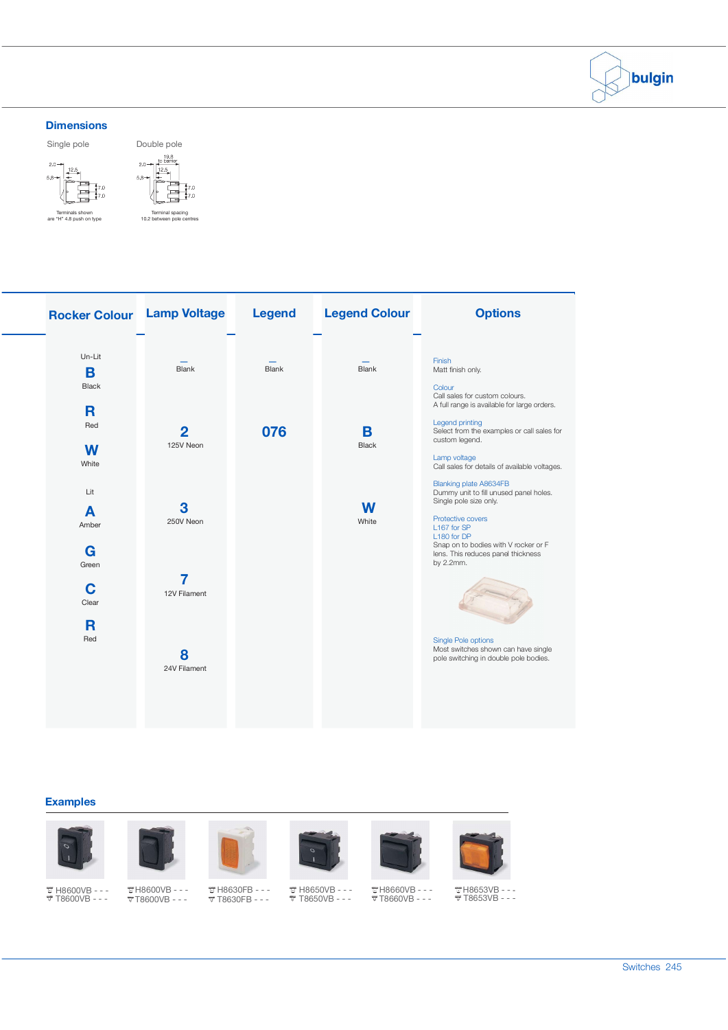## Dimensions

Single pole

2.0
12.5
5.8
7.0
7.0

Terminals shown are "H" 4.8 push on type

Double pole

19.8 to barrier
2.0
12.5
5.8
7.0
7.0

Terminal spacing 10.2 between pole centres

| Rocker Colour | Lamp Voltage | Legend | Legend Colour | Options |
|---|---|---|---|---|
| Un-Lit<br>**B** Black<br>**R** Red<br>**W** White<br>Lit<br>**A** Amber<br>**G** Green<br>**C** Clear<br>**R** Red | **–** Blank<br>**2** 125V Neon<br>**3** 250V Neon<br>**7** 12V Filament<br>**8** 24V Filament | **–** Blank<br>**076** | **–** Blank<br>**B** Black<br>**W** White | Finish<br>Matt finish only.<br><br>Colour<br>Call sales for custom colours.<br>A full range is available for large orders.<br><br>Legend printing<br>Select from the examples or call sales for custom legend.<br><br>Lamp voltage<br>Call sales for details of available voltages.<br><br>Blanking plate A8634FB<br>Dummy unit to fill unused panel holes.<br>Single pole size only.<br><br>Protective covers<br>L167 for SP<br>L180 for DP<br>Snap on to bodies with V rocker or F lens. This reduces panel thickness by 2.2mm.<br><br>Single Pole options<br>Most switches shown can have single pole switching in double pole bodies. |

## Examples

H8600VB - - -
T8600VB - - -

H8600VB - - -
T8600VB - - -

H8630FB - - -
T8630FB - - -

H8650VB - - -
T8650VB - - -

H8660VB - - -
T8660VB - - -

H8653VB - - -
T8653VB - - -